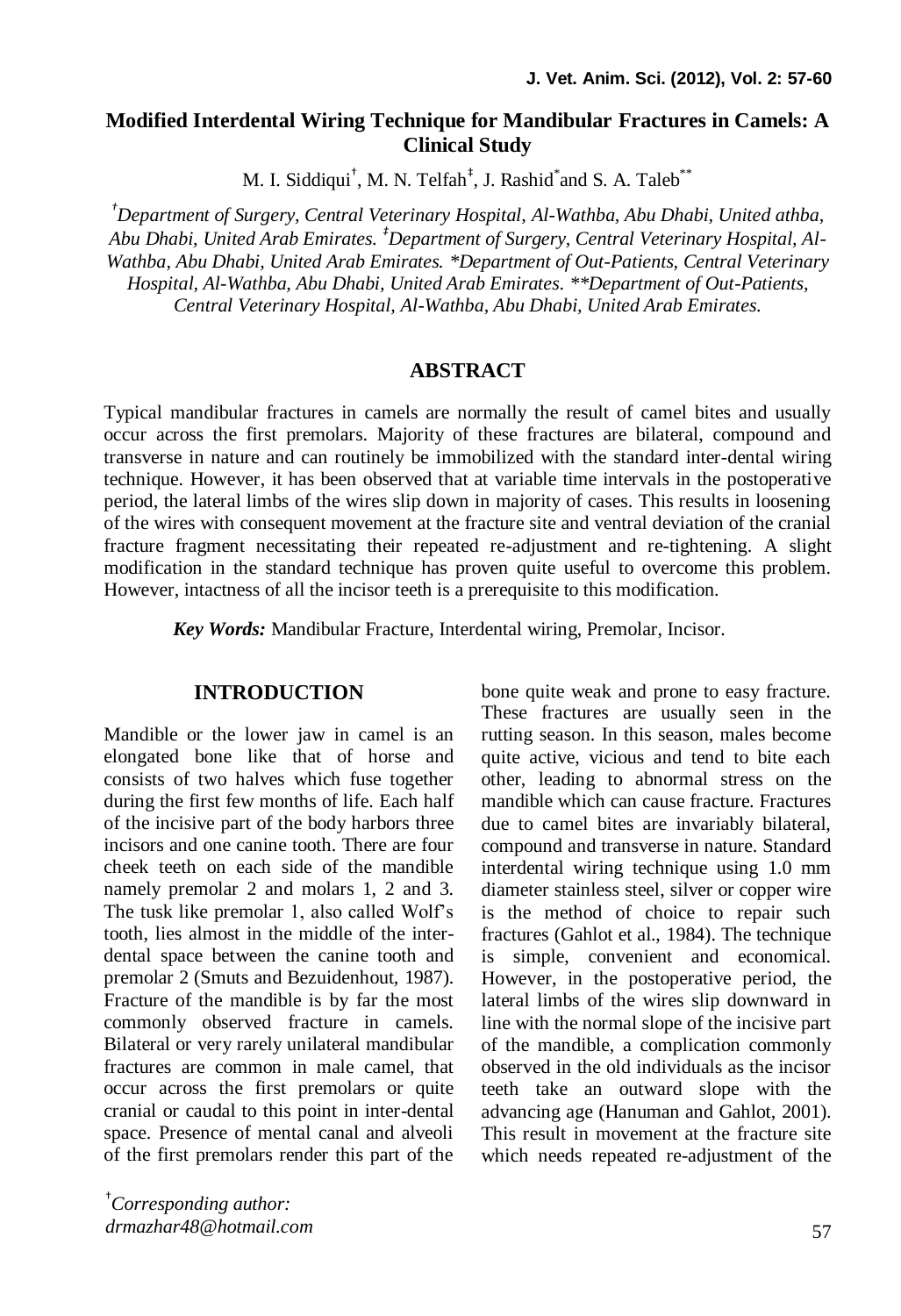# Modified Interdental Wiring Technique for Mandibular Fractures in Camels: A Clinical Study

M. I. Siddiqui[†], M. N. Telfah[‡], J. Rashid[*] and S. A. Taleb[**]

*[†]Department of Surgery, Central Veterinary Hospital, Al-Wathba, Abu Dhabi, United athba, Abu Dhabi, United Arab Emirates. [‡]Department of Surgery, Central Veterinary Hospital, Al-Wathba, Abu Dhabi, United Arab Emirates. [*]Department of Out-Patients, Central Veterinary Hospital, Al-Wathba, Abu Dhabi, United Arab Emirates. [**]Department of Out-Patients, Central Veterinary Hospital, Al-Wathba, Abu Dhabi, United Arab Emirates.*

## ABSTRACT

Typical mandibular fractures in camels are normally the result of camel bites and usually occur across the first premolars. Majority of these fractures are bilateral, compound and transverse in nature and can routinely be immobilized with the standard inter-dental wiring technique. However, it has been observed that at variable time intervals in the postoperative period, the lateral limbs of the wires slip down in majority of cases. This results in loosening of the wires with consequent movement at the fracture site and ventral deviation of the cranial fracture fragment necessitating their repeated re-adjustment and re-tightening. A slight modification in the standard technique has proven quite useful to overcome this problem. However, intactness of all the incisor teeth is a prerequisite to this modification.

***Key Words:*** Mandibular Fracture, Interdental wiring, Premolar, Incisor.

## INTRODUCTION

Mandible or the lower jaw in camel is an elongated bone like that of horse and consists of two halves which fuse together during the first few months of life. Each half of the incisive part of the body harbors three incisors and one canine tooth. There are four cheek teeth on each side of the mandible namely premolar 2 and molars 1, 2 and 3. The tusk like premolar 1, also called Wolf's tooth, lies almost in the middle of the inter-dental space between the canine tooth and premolar 2 (Smuts and Bezuidenhout, 1987). Fracture of the mandible is by far the most commonly observed fracture in camels. Bilateral or very rarely unilateral mandibular fractures are common in male camel, that occur across the first premolars or quite cranial or caudal to this point in inter-dental space. Presence of mental canal and alveoli of the first premolars render this part of the bone quite weak and prone to easy fracture. These fractures are usually seen in the rutting season. In this season, males become quite active, vicious and tend to bite each other, leading to abnormal stress on the mandible which can cause fracture. Fractures due to camel bites are invariably bilateral, compound and transverse in nature. Standard interdental wiring technique using 1.0 mm diameter stainless steel, silver or copper wire is the method of choice to repair such fractures (Gahlot et al., 1984). The technique is simple, convenient and economical. However, in the postoperative period, the lateral limbs of the wires slip downward in line with the normal slope of the incisive part of the mandible, a complication commonly observed in the old individuals as the incisor teeth take an outward slope with the advancing age (Hanuman and Gahlot, 2001). This result in movement at the fracture site which needs repeated re-adjustment of the

*[†]Corresponding author: drmazhar48@hotmail.com*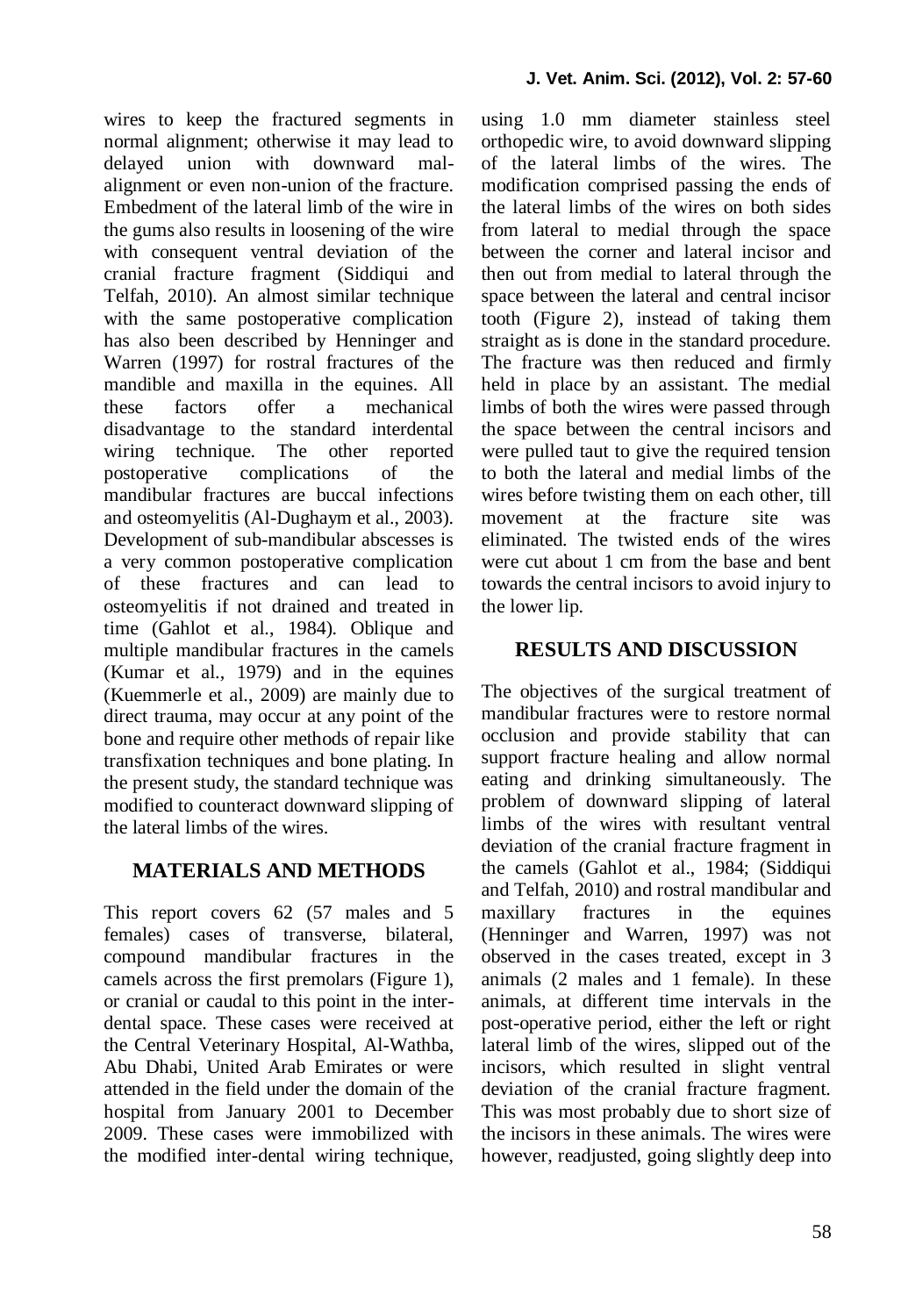wires to keep the fractured segments in normal alignment; otherwise it may lead to delayed union with downward mal-alignment or even non-union of the fracture. Embedment of the lateral limb of the wire in the gums also results in loosening of the wire with consequent ventral deviation of the cranial fracture fragment (Siddiqui and Telfah, 2010). An almost similar technique with the same postoperative complication has also been described by Henninger and Warren (1997) for rostral fractures of the mandible and maxilla in the equines. All these factors offer a mechanical disadvantage to the standard interdental wiring technique. The other reported postoperative complications of the mandibular fractures are buccal infections and osteomyelitis (Al-Dughaym et al., 2003). Development of sub-mandibular abscesses is a very common postoperative complication of these fractures and can lead to osteomyelitis if not drained and treated in time (Gahlot et al., 1984). Oblique and multiple mandibular fractures in the camels (Kumar et al., 1979) and in the equines (Kuemmerle et al., 2009) are mainly due to direct trauma, may occur at any point of the bone and require other methods of repair like transfixation techniques and bone plating. In the present study, the standard technique was modified to counteract downward slipping of the lateral limbs of the wires.

## MATERIALS AND METHODS

This report covers 62 (57 males and 5 females) cases of transverse, bilateral, compound mandibular fractures in the camels across the first premolars (Figure 1), or cranial or caudal to this point in the inter-dental space. These cases were received at the Central Veterinary Hospital, Al-Wathba, Abu Dhabi, United Arab Emirates or were attended in the field under the domain of the hospital from January 2001 to December 2009. These cases were immobilized with the modified inter-dental wiring technique, using 1.0 mm diameter stainless steel orthopedic wire, to avoid downward slipping of the lateral limbs of the wires. The modification comprised passing the ends of the lateral limbs of the wires on both sides from lateral to medial through the space between the corner and lateral incisor and then out from medial to lateral through the space between the lateral and central incisor tooth (Figure 2), instead of taking them straight as is done in the standard procedure. The fracture was then reduced and firmly held in place by an assistant. The medial limbs of both the wires were passed through the space between the central incisors and were pulled taut to give the required tension to both the lateral and medial limbs of the wires before twisting them on each other, till movement at the fracture site was eliminated. The twisted ends of the wires were cut about 1 cm from the base and bent towards the central incisors to avoid injury to the lower lip.

## RESULTS AND DISCUSSION

The objectives of the surgical treatment of mandibular fractures were to restore normal occlusion and provide stability that can support fracture healing and allow normal eating and drinking simultaneously. The problem of downward slipping of lateral limbs of the wires with resultant ventral deviation of the cranial fracture fragment in the camels (Gahlot et al., 1984; (Siddiqui and Telfah, 2010) and rostral mandibular and maxillary fractures in the equines (Henninger and Warren, 1997) was not observed in the cases treated, except in 3 animals (2 males and 1 female). In these animals, at different time intervals in the post-operative period, either the left or right lateral limb of the wires, slipped out of the incisors, which resulted in slight ventral deviation of the cranial fracture fragment. This was most probably due to short size of the incisors in these animals. The wires were however, readjusted, going slightly deep into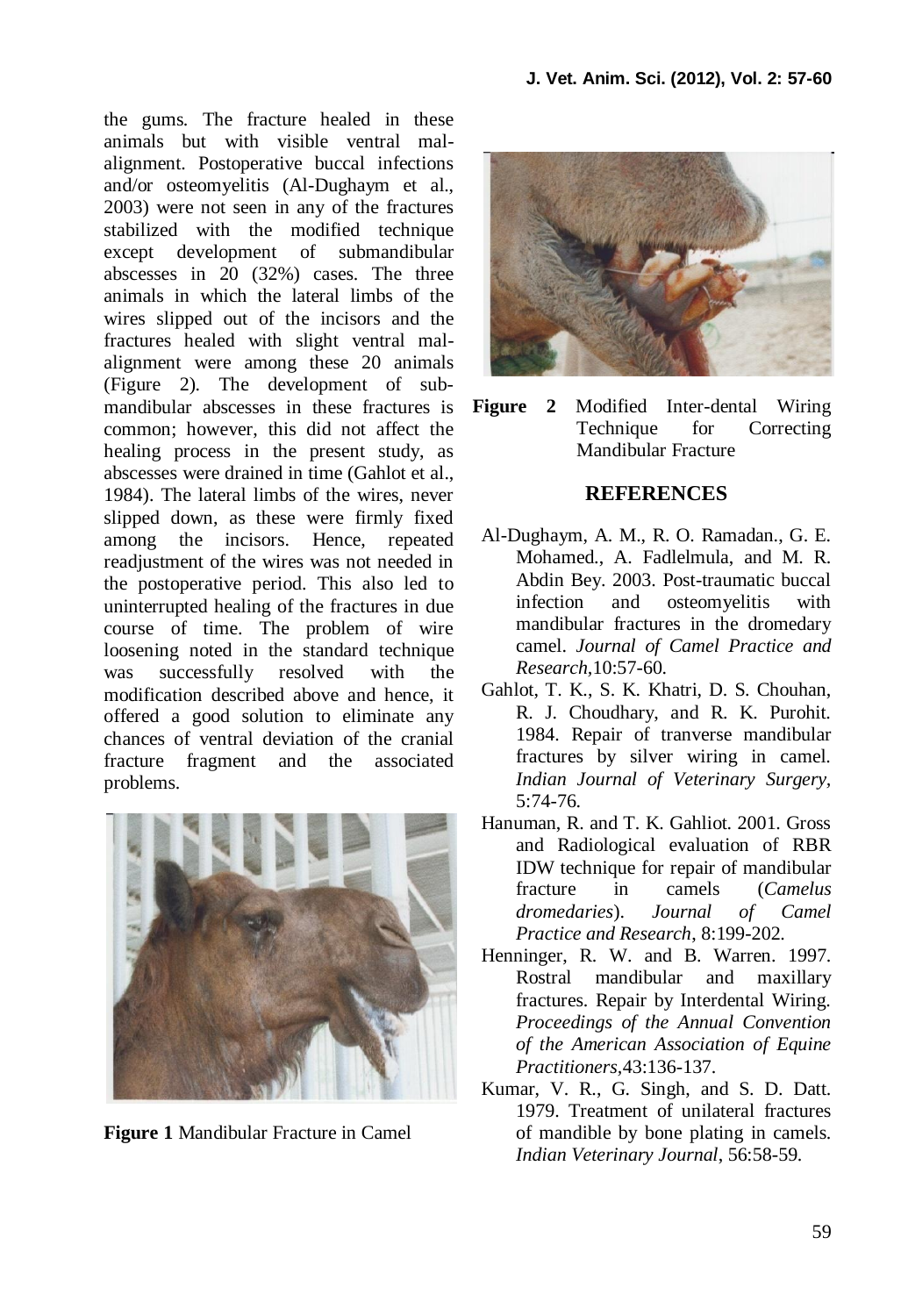the gums. The fracture healed in these animals but with visible ventral mal-alignment. Postoperative buccal infections and/or osteomyelitis (Al-Dughaym et al., 2003) were not seen in any of the fractures stabilized with the modified technique except development of submandibular abscesses in 20 (32%) cases. The three animals in which the lateral limbs of the wires slipped out of the incisors and the fractures healed with slight ventral mal-alignment were among these 20 animals (Figure 2). The development of sub-mandibular abscesses in these fractures is common; however, this did not affect the healing process in the present study, as abscesses were drained in time (Gahlot et al., 1984). The lateral limbs of the wires, never slipped down, as these were firmly fixed among the incisors. Hence, repeated readjustment of the wires was not needed in the postoperative period. This also led to uninterrupted healing of the fractures in due course of time. The problem of wire loosening noted in the standard technique was successfully resolved with the modification described above and hence, it offered a good solution to eliminate any chances of ventral deviation of the cranial fracture fragment and the associated problems.

**Figure 1** Mandibular Fracture in Camel

**Figure 2** Modified Inter-dental Wiring Technique for Correcting Mandibular Fracture

## REFERENCES

Al-Dughaym, A. M., R. O. Ramadan., G. E. Mohamed., A. Fadlelmula, and M. R. Abdin Bey. 2003. Post-traumatic buccal infection and osteomyelitis with mandibular fractures in the dromedary camel. *Journal of Camel Practice and Research*,10:57-60.

Gahlot, T. K., S. K. Khatri, D. S. Chouhan, R. J. Choudhary, and R. K. Purohit. 1984. Repair of tranverse mandibular fractures by silver wiring in camel. *Indian Journal of Veterinary Surgery*, 5:74-76.

Hanuman, R. and T. K. Gahliot. 2001. Gross and Radiological evaluation of RBR IDW technique for repair of mandibular fracture in camels (*Camelus dromedaries*). *Journal of Camel Practice and Research*, 8:199-202.

Henninger, R. W. and B. Warren. 1997. Rostral mandibular and maxillary fractures. Repair by Interdental Wiring. *Proceedings of the Annual Convention of the American Association of Equine Practitioners*,43:136-137.

Kumar, V. R., G. Singh, and S. D. Datt. 1979. Treatment of unilateral fractures of mandible by bone plating in camels. *Indian Veterinary Journal*, 56:58-59.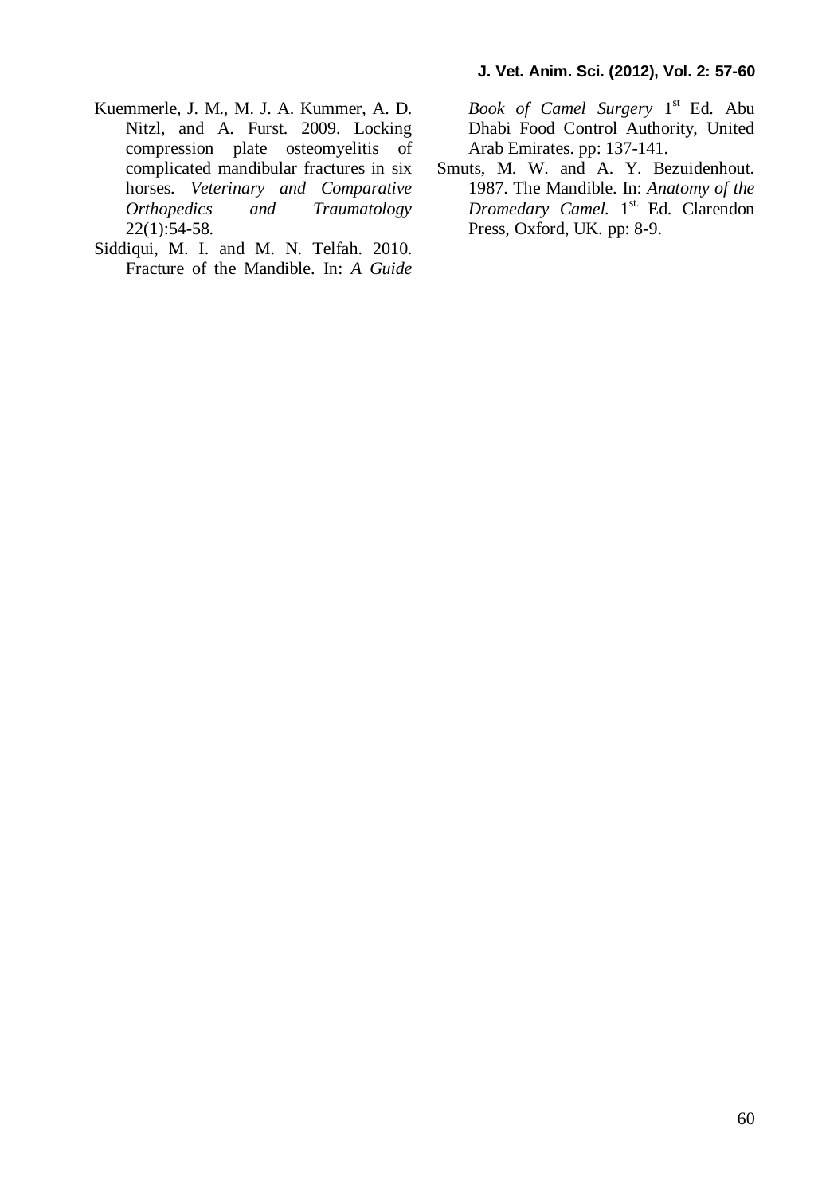Kuemmerle, J. M., M. J. A. Kummer, A. D. Nitzl, and A. Furst. 2009. Locking compression plate osteomyelitis of complicated mandibular fractures in six horses. *Veterinary and Comparative Orthopedics and Traumatology* 22(1):54-58.

Siddiqui, M. I. and M. N. Telfah. 2010. Fracture of the Mandible. In: *A Guide Book of Camel Surgery* 1st Ed. Abu Dhabi Food Control Authority, United Arab Emirates. pp: 137-141.

Smuts, M. W. and A. Y. Bezuidenhout. 1987. The Mandible. In: *Anatomy of the Dromedary Camel.* 1st. Ed. Clarendon Press, Oxford, UK. pp: 8-9.